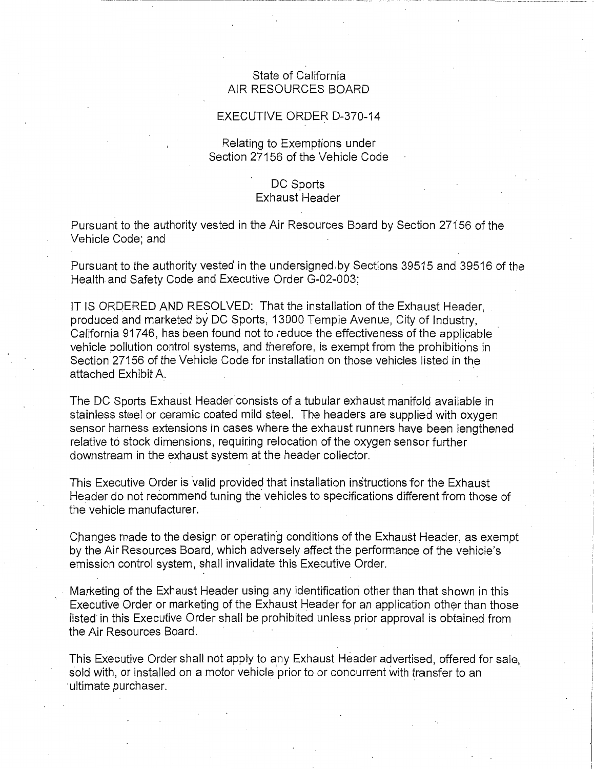State of California
AIR RESOURCES BOARD

EXECUTIVE ORDER D-370-14

Relating to Exemptions under
Section 27156 of the Vehicle Code

DC Sports
Exhaust Header

Pursuant to the authority vested in the Air Resources Board by Section 27156 of the Vehicle Code; and

Pursuant to the authority vested in the undersigned by Sections 39515 and 39516 of the Health and Safety Code and Executive Order G-02-003;

IT IS ORDERED AND RESOLVED: That the installation of the Exhaust Header, produced and marketed by DC Sports, 13000 Temple Avenue, City of Industry, California 91746, has been found not to reduce the effectiveness of the applicable vehicle pollution control systems, and therefore, is exempt from the prohibitions in Section 27156 of the Vehicle Code for installation on those vehicles listed in the attached Exhibit A.

The DC Sports Exhaust Header consists of a tubular exhaust manifold available in stainless steel or ceramic coated mild steel. The headers are supplied with oxygen sensor harness extensions in cases where the exhaust runners have been lengthened relative to stock dimensions, requiring relocation of the oxygen sensor further downstream in the exhaust system at the header collector.

This Executive Order is valid provided that installation instructions for the Exhaust Header do not recommend tuning the vehicles to specifications different from those of the vehicle manufacturer.

Changes made to the design or operating conditions of the Exhaust Header, as exempt by the Air Resources Board, which adversely affect the performance of the vehicle's emission control system, shall invalidate this Executive Order.

Marketing of the Exhaust Header using any identification other than that shown in this Executive Order or marketing of the Exhaust Header for an application other than those listed in this Executive Order shall be prohibited unless prior approval is obtained from the Air Resources Board.

This Executive Order shall not apply to any Exhaust Header advertised, offered for sale, sold with, or installed on a motor vehicle prior to or concurrent with transfer to an ultimate purchaser.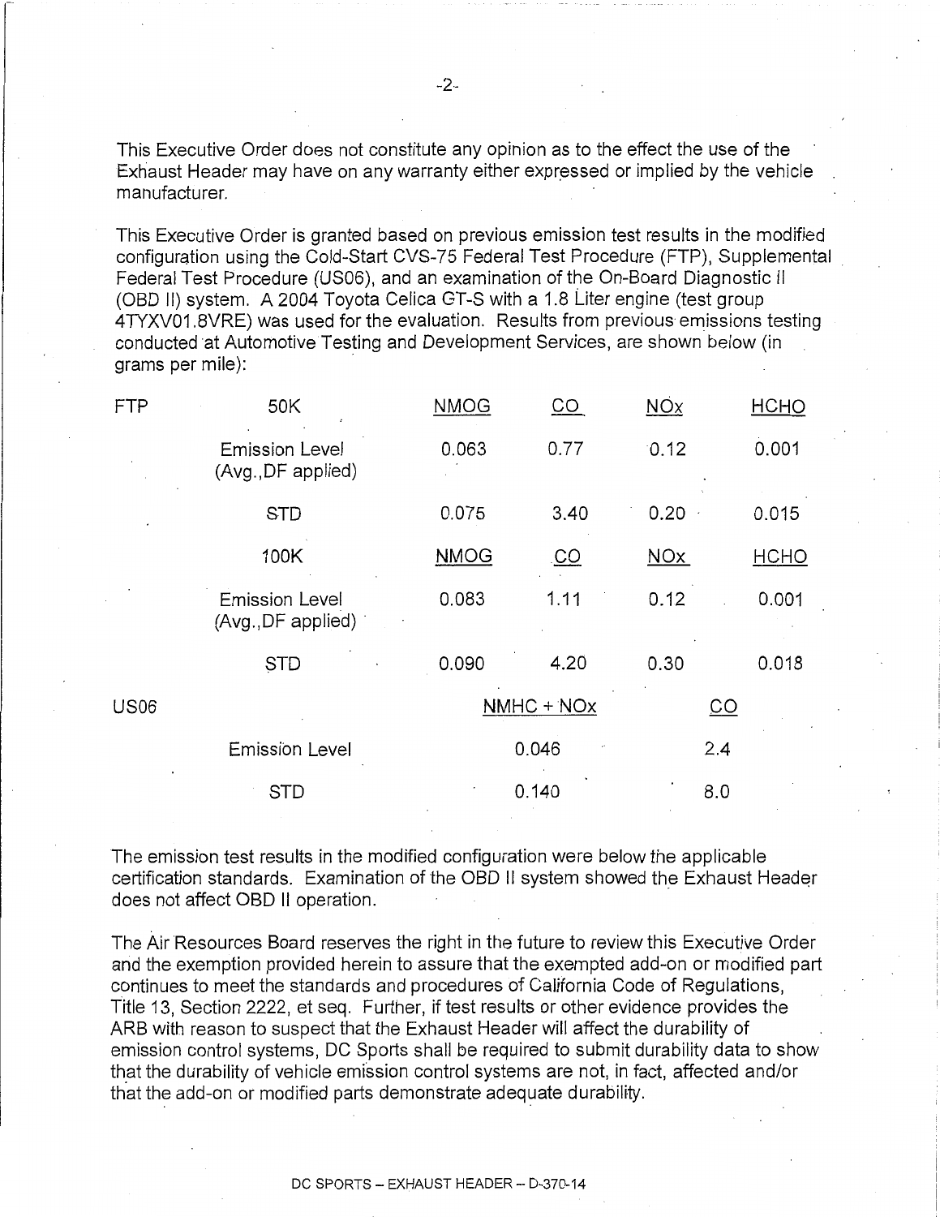This Executive Order does not constitute any opinion as to the effect the use of the Exhaust Header may have on any warranty either expressed or implied by the vehicle manufacturer.

This Executive Order is granted based on previous emission test results in the modified configuration using the Cold-Start CVS-75 Federal Test Procedure (FTP), Supplemental Federal Test Procedure (US06), and an examination of the On-Board Diagnostic II (OBD II) system. A 2004 Toyota Celica GT-S with a 1.8 Liter engine (test group 4TYXV01.8VRE) was used for the evaluation. Results from previous emissions testing conducted at Automotive Testing and Development Services, are shown below (in grams per mile):

| FTP | 50K | NMOG | CO | NOx | HCHO |
|---|---|---|---|---|---|
| | Emission Level (Avg.,DF applied) | 0.063 | 0.77 | 0.12 | 0.001 |
| | STD | 0.075 | 3.40 | 0.20 | 0.015 |
| | 100K | NMOG | CO | NOx | HCHO |
| | Emission Level (Avg.,DF applied) | 0.083 | 1.11 | 0.12 | 0.001 |
| | STD | 0.090 | 4.20 | 0.30 | 0.018 |

| US06 | | NMHC + NOx | CO |
|---|---|---|---|
| | Emission Level | 0.046 | 2.4 |
| | STD | 0.140 | 8.0 |

The emission test results in the modified configuration were below the applicable certification standards. Examination of the OBD II system showed the Exhaust Header does not affect OBD II operation.

The Air Resources Board reserves the right in the future to review this Executive Order and the exemption provided herein to assure that the exempted add-on or modified part continues to meet the standards and procedures of California Code of Regulations, Title 13, Section 2222, et seq. Further, if test results or other evidence provides the ARB with reason to suspect that the Exhaust Header will affect the durability of emission control systems, DC Sports shall be required to submit durability data to show that the durability of vehicle emission control systems are not, in fact, affected and/or that the add-on or modified parts demonstrate adequate durability.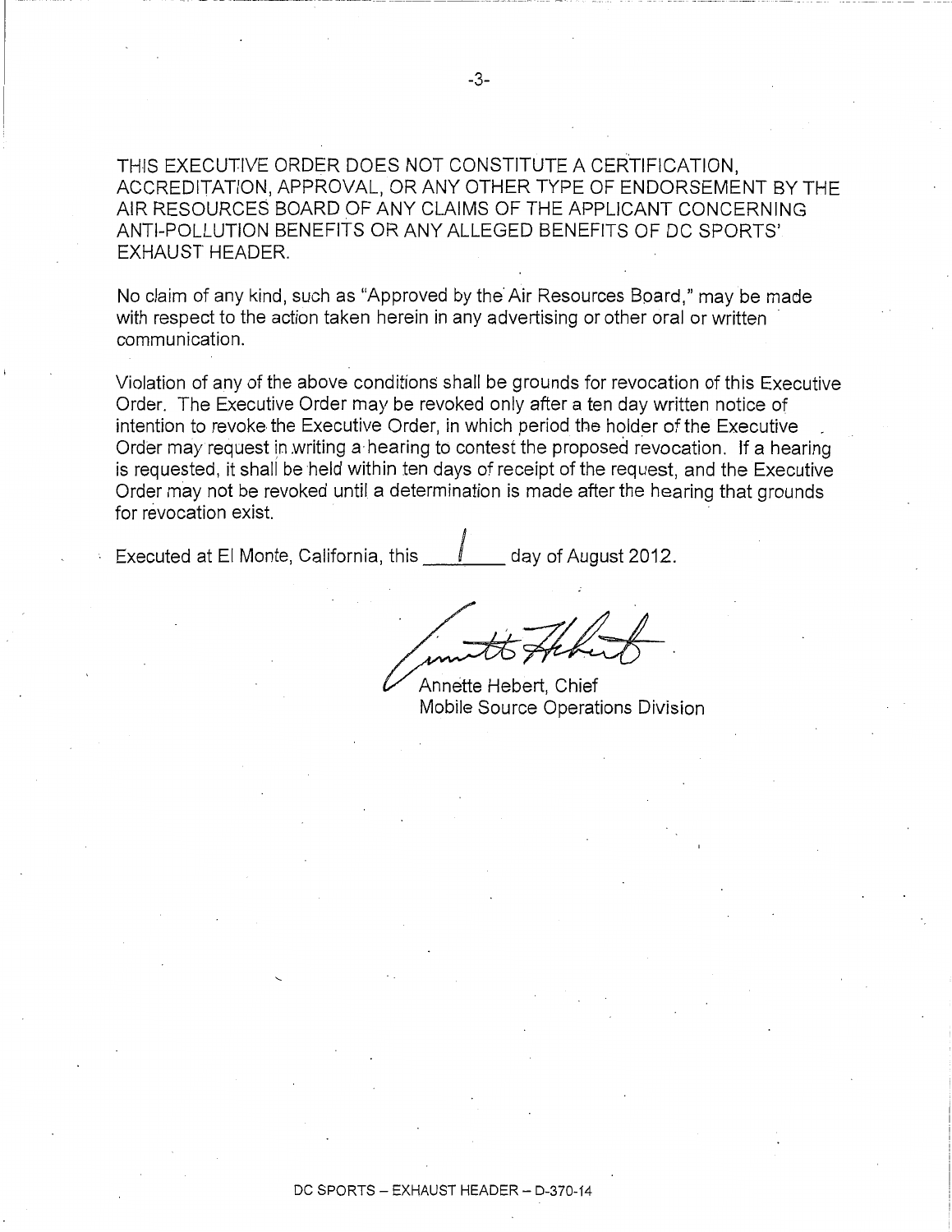THIS EXECUTIVE ORDER DOES NOT CONSTITUTE A CERTIFICATION, ACCREDITATION, APPROVAL, OR ANY OTHER TYPE OF ENDORSEMENT BY THE AIR RESOURCES BOARD OF ANY CLAIMS OF THE APPLICANT CONCERNING ANTI-POLLUTION BENEFITS OR ANY ALLEGED BENEFITS OF DC SPORTS' EXHAUST HEADER.

No claim of any kind, such as "Approved by the Air Resources Board," may be made with respect to the action taken herein in any advertising or other oral or written communication.

Violation of any of the above conditions shall be grounds for revocation of this Executive Order. The Executive Order may be revoked only after a ten day written notice of intention to revoke the Executive Order, in which period the holder of the Executive Order may request in writing a hearing to contest the proposed revocation. If a hearing is requested, it shall be held within ten days of receipt of the request, and the Executive Order may not be revoked until a determination is made after the hearing that grounds for revocation exist.

Executed at El Monte, California, this 1 day of August 2012.

Annette Hebert, Chief
Mobile Source Operations Division

DC SPORTS – EXHAUST HEADER – D-370-14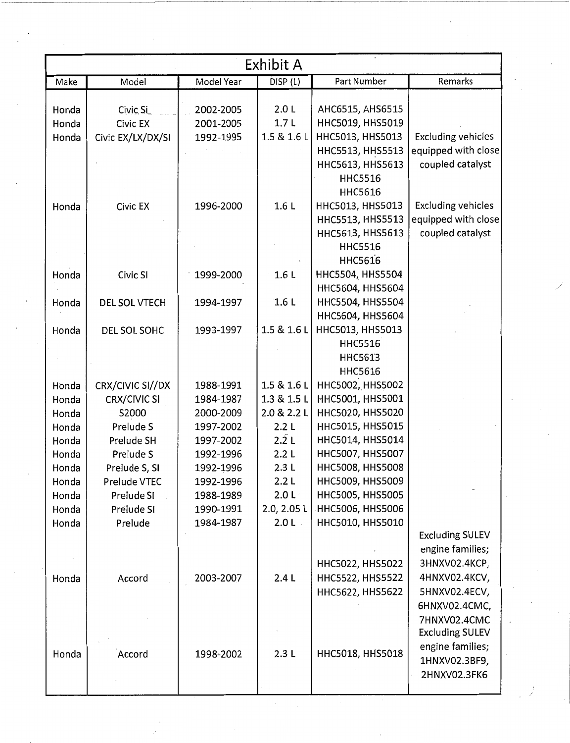| Exhibit A | | | | | |
|---|---|---|---|---|---|
| Make | Model | Model Year | DISP (L) | Part Number | Remarks |
| Honda | Civic Si | 2002-2005 | 2.0 L | AHC6515, AHS6515 | |
| Honda | Civic EX | 2001-2005 | 1.7 L | HHC5019, HHS5019 | |
| Honda | Civic EX/LX/DX/SI | 1992-1995 | 1.5 & 1.6 L | HHC5013, HHS5013<br>HHC5513, HHS5513<br>HHC5613, HHS5613<br>HHC5516<br>HHC5616 | Excluding vehicles equipped with close coupled catalyst |
| Honda | Civic EX | 1996-2000 | 1.6 L | HHC5013, HHS5013<br>HHC5513, HHS5513<br>HHC5613, HHS5613<br>HHC5516<br>HHC5616 | Excluding vehicles equipped with close coupled catalyst |
| Honda | Civic SI | 1999-2000 | 1.6 L | HHC5504, HHS5504<br>HHC5604, HHS5604 | |
| Honda | DEL SOL VTECH | 1994-1997 | 1.6 L | HHC5504, HHS5504<br>HHC5604, HHS5604 | |
| Honda | DEL SOL SOHC | 1993-1997 | 1.5 & 1.6 L | HHC5013, HHS5013<br>HHC5516<br>HHC5613<br>HHC5616 | |
| Honda | CRX/CIVIC SI//DX | 1988-1991 | 1.5 & 1.6 L | HHC5002, HHS5002 | |
| Honda | CRX/CIVIC SI | 1984-1987 | 1.3 & 1.5 L | HHC5001, HHS5001 | |
| Honda | S2000 | 2000-2009 | 2.0 & 2.2 L | HHC5020, HHS5020 | |
| Honda | Prelude S | 1997-2002 | 2.2 L | HHC5015, HHS5015 | |
| Honda | Prelude SH | 1997-2002 | 2.2 L | HHC5014, HHS5014 | |
| Honda | Prelude S | 1992-1996 | 2.2 L | HHC5007, HHS5007 | |
| Honda | Prelude S, SI | 1992-1996 | 2.3 L | HHC5008, HHS5008 | |
| Honda | Prelude VTEC | 1992-1996 | 2.2 L | HHC5009, HHS5009 | |
| Honda | Prelude SI | 1988-1989 | 2.0 L | HHC5005, HHS5005 | |
| Honda | Prelude SI | 1990-1991 | 2.0, 2.05 L | HHC5006, HHS5006 | |
| Honda | Prelude | 1984-1987 | 2.0 L | HHC5010, HHS5010 | |
| Honda | Accord | 2003-2007 | 2.4 L | HHC5022, HHS5022<br>HHC5522, HHS5522<br>HHC5622, HHS5622 | Excluding SULEV engine families; 3HNXV02.4KCP, 4HNXV02.4KCV, 5HNXV02.4ECV, 6HNXV02.4CMC, 7HNXV02.4CMC |
| Honda | Accord | 1998-2002 | 2.3 L | HHC5018, HHS5018 | Excluding SULEV engine families; 1HNXV02.3BF9, 2HNXV02.3FK6 |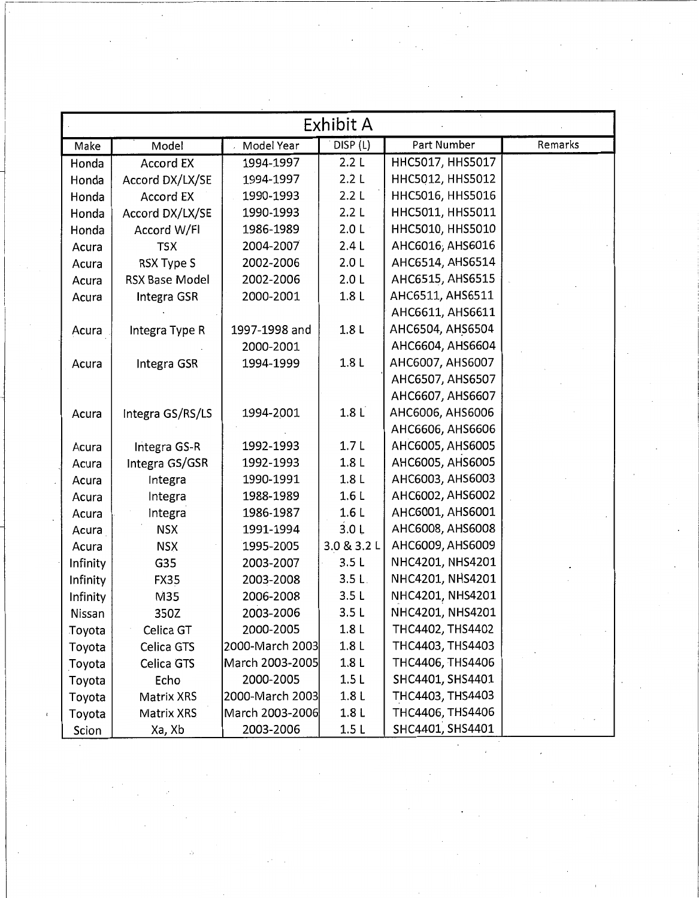| Exhibit A | | | | | |
|---|---|---|---|---|---|
| Make | Model | Model Year | DISP (L) | Part Number | Remarks |
| Honda | Accord EX | 1994-1997 | 2.2 L | HHC5017, HHS5017 | |
| Honda | Accord DX/LX/SE | 1994-1997 | 2.2 L | HHC5012, HHS5012 | |
| Honda | Accord EX | 1990-1993 | 2.2 L | HHC5016, HHS5016 | |
| Honda | Accord DX/LX/SE | 1990-1993 | 2.2 L | HHC5011, HHS5011 | |
| Honda | Accord W/FI | 1986-1989 | 2.0 L | HHC5010, HHS5010 | |
| Acura | TSX | 2004-2007 | 2.4 L | AHC6016, AHS6016 | |
| Acura | RSX Type S | 2002-2006 | 2.0 L | AHC6514, AHS6514 | |
| Acura | RSX Base Model | 2002-2006 | 2.0 L | AHC6515, AHS6515 | |
| Acura | Integra GSR | 2000-2001 | 1.8 L | AHC6511, AHS6511<br>AHC6611, AHS6611 | |
| Acura | Integra Type R | 1997-1998 and 2000-2001 | 1.8 L | AHC6504, AHS6504<br>AHC6604, AHS6604 | |
| Acura | Integra GSR | 1994-1999 | 1.8 L | AHC6007, AHS6007<br>AHC6507, AHS6507<br>AHC6607, AHS6607 | |
| Acura | Integra GS/RS/LS | 1994-2001 | 1.8 L | AHC6006, AHS6006<br>AHC6606, AHS6606 | |
| Acura | Integra GS-R | 1992-1993 | 1.7 L | AHC6005, AHS6005 | |
| Acura | Integra GS/GSR | 1992-1993 | 1.8 L | AHC6005, AHS6005 | |
| Acura | Integra | 1990-1991 | 1.8 L | AHC6003, AHS6003 | |
| Acura | Integra | 1988-1989 | 1.6 L | AHC6002, AHS6002 | |
| Acura | Integra | 1986-1987 | 1.6 L | AHC6001, AHS6001 | |
| Acura | NSX | 1991-1994 | 3.0 L | AHC6008, AHS6008 | |
| Acura | NSX | 1995-2005 | 3.0 & 3.2 L | AHC6009, AHS6009 | |
| Infinity | G35 | 2003-2007 | 3.5 L | NHC4201, NHS4201 | |
| Infinity | FX35 | 2003-2008 | 3.5 L | NHC4201, NHS4201 | |
| Infinity | M35 | 2006-2008 | 3.5 L | NHC4201, NHS4201 | |
| Nissan | 350Z | 2003-2006 | 3.5 L | NHC4201, NHS4201 | |
| Toyota | Celica GT | 2000-2005 | 1.8 L | THC4402, THS4402 | |
| Toyota | Celica GTS | 2000-March 2003 | 1.8 L | THC4403, THS4403 | |
| Toyota | Celica GTS | March 2003-2005 | 1.8 L | THC4406, THS4406 | |
| Toyota | Echo | 2000-2005 | 1.5 L | SHC4401, SHS4401 | |
| Toyota | Matrix XRS | 2000-March 2003 | 1.8 L | THC4403, THS4403 | |
| Toyota | Matrix XRS | March 2003-2006 | 1.8 L | THC4406, THS4406 | |
| Scion | Xa, Xb | 2003-2006 | 1.5 L | SHC4401, SHS4401 | |